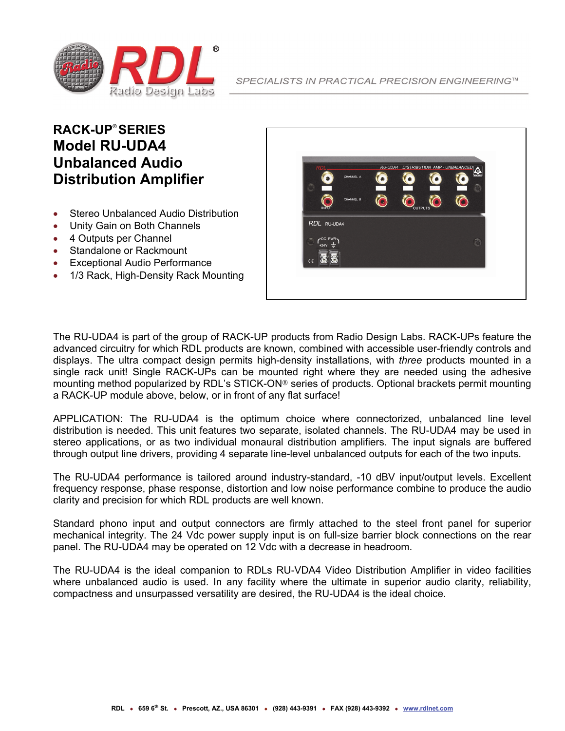SPECIALISTS IN PRACTICAL PRECISION ENGINEERING™

# RACK-UP® SERIES
# Model RU-UDA4
# Unbalanced Audio Distribution Amplifier

- Stereo Unbalanced Audio Distribution
- Unity Gain on Both Channels
- 4 Outputs per Channel
- Standalone or Rackmount
- Exceptional Audio Performance
- 1/3 Rack, High-Density Rack Mounting

The RU-UDA4 is part of the group of RACK-UP products from Radio Design Labs. RACK-UPs feature the advanced circuitry for which RDL products are known, combined with accessible user-friendly controls and displays. The ultra compact design permits high-density installations, with *three* products mounted in a single rack unit! Single RACK-UPs can be mounted right where they are needed using the adhesive mounting method popularized by RDL's STICK-ON® series of products. Optional brackets permit mounting a RACK-UP module above, below, or in front of any flat surface!

APPLICATION: The RU-UDA4 is the optimum choice where connectorized, unbalanced line level distribution is needed. This unit features two separate, isolated channels. The RU-UDA4 may be used in stereo applications, or as two individual monaural distribution amplifiers. The input signals are buffered through output line drivers, providing 4 separate line-level unbalanced outputs for each of the two inputs.

The RU-UDA4 performance is tailored around industry-standard, -10 dBV input/output levels. Excellent frequency response, phase response, distortion and low noise performance combine to produce the audio clarity and precision for which RDL products are well known.

Standard phono input and output connectors are firmly attached to the steel front panel for superior mechanical integrity. The 24 Vdc power supply input is on full-size barrier block connections on the rear panel. The RU-UDA4 may be operated on 12 Vdc with a decrease in headroom.

The RU-UDA4 is the ideal companion to RDLs RU-VDA4 Video Distribution Amplifier in video facilities where unbalanced audio is used. In any facility where the ultimate in superior audio clarity, reliability, compactness and unsurpassed versatility are desired, the RU-UDA4 is the ideal choice.

RDL • 659 6th St. • Prescott, AZ., USA 86301 • (928) 443-9391 • FAX (928) 443-9392 • www.rdlnet.com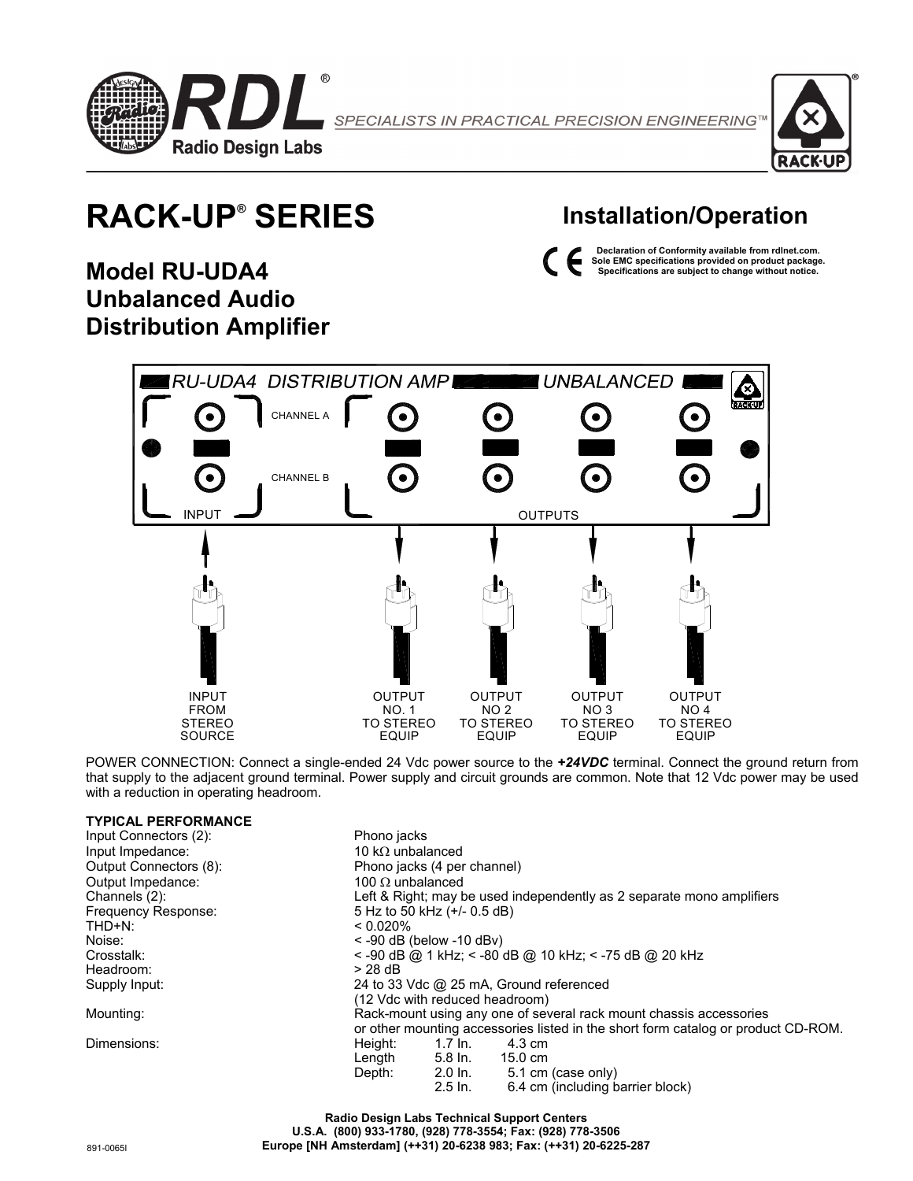# RACK-UP® SERIES

## Installation/Operation

Declaration of Conformity available from rdlnet.com.
Sole EMC specifications provided on product package.
Specifications are subject to change without notice.

## Model RU-UDA4 Unbalanced Audio Distribution Amplifier

RU-UDA4 DISTRIBUTION AMP UNBALANCED

CHANNEL A

CHANNEL B

INPUT

OUTPUTS

INPUT FROM STEREO SOURCE

OUTPUT NO. 1 TO STEREO EQUIP

OUTPUT NO 2 TO STEREO EQUIP

OUTPUT NO 3 TO STEREO EQUIP

OUTPUT NO 4 TO STEREO EQUIP

POWER CONNECTION: Connect a single-ended 24 Vdc power source to the ***+24VDC*** terminal. Connect the ground return from that supply to the adjacent ground terminal. Power supply and circuit grounds are common. Note that 12 Vdc power may be used with a reduction in operating headroom.

**TYPICAL PERFORMANCE**

| | |
|---|---|
| Input Connectors (2): | Phono jacks |
| Input Impedance: | 10 kΩ unbalanced |
| Output Connectors (8): | Phono jacks (4 per channel) |
| Output Impedance: | 100 Ω unbalanced |
| Channels (2): | Left & Right; may be used independently as 2 separate mono amplifiers |
| Frequency Response: | 5 Hz to 50 kHz (+/- 0.5 dB) |
| THD+N: | < 0.020% |
| Noise: | < -90 dB (below -10 dBv) |
| Crosstalk: | < -90 dB @ 1 kHz; < -80 dB @ 10 kHz; < -75 dB @ 20 kHz |
| Headroom: | > 28 dB |
| Supply Input: | 24 to 33 Vdc @ 25 mA, Ground referenced (12 Vdc with reduced headroom) |
| Mounting: | Rack-mount using any one of several rack mount chassis accessories or other mounting accessories listed in the short form catalog or product CD-ROM. |
| Dimensions: | Height: 1.7 In. 4.3 cm |
| | Length 5.8 In. 15.0 cm |
| | Depth: 2.0 In. 5.1 cm (case only) |
| | 2.5 In. 6.4 cm (including barrier block) |

**Radio Design Labs Technical Support Centers**
**U.S.A. (800) 933-1780, (928) 778-3554; Fax: (928) 778-3506**
**Europe [NH Amsterdam] (++31) 20-6238 983; Fax: (++31) 20-6225-287**

891-0065I